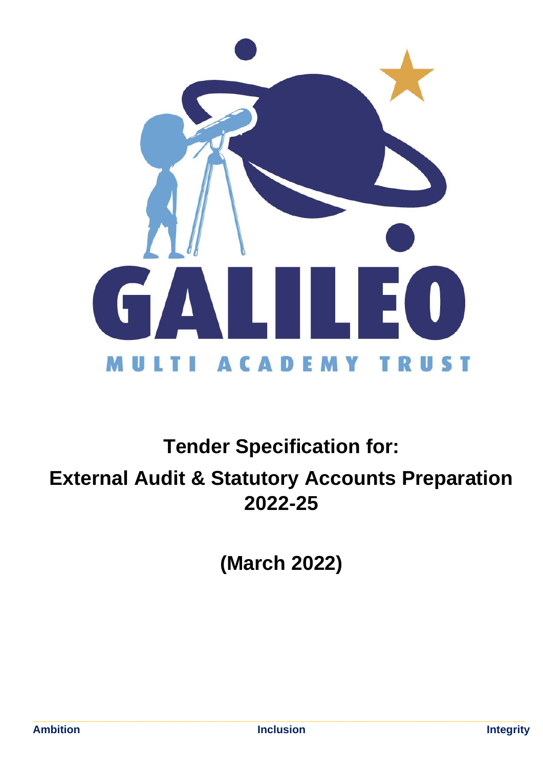# Tender Specification for:

# External Audit & Statutory Accounts Preparation 2022-25

## (March 2022)

**Ambition** **Inclusion** **Integrity**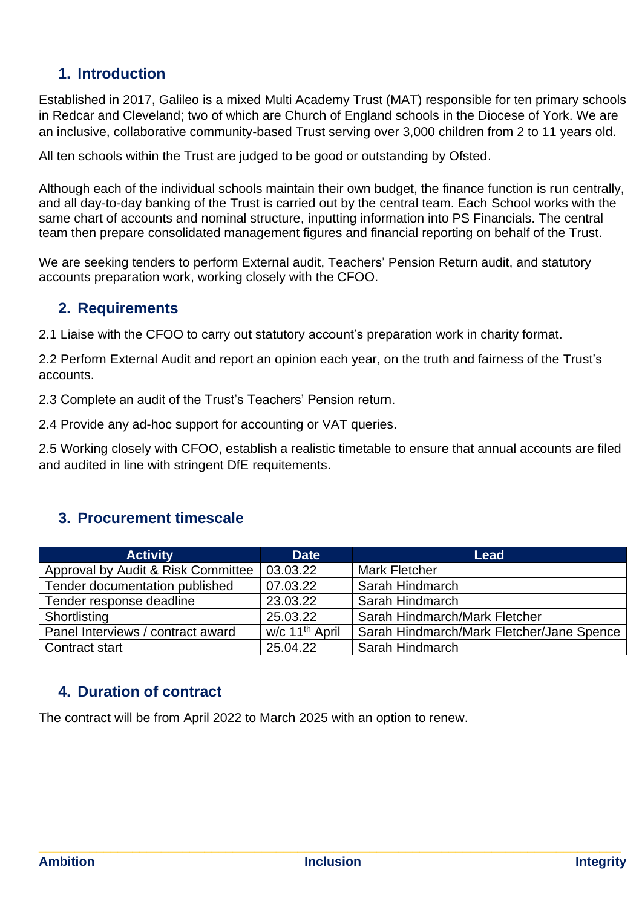## 1. Introduction

Established in 2017, Galileo is a mixed Multi Academy Trust (MAT) responsible for ten primary schools in Redcar and Cleveland; two of which are Church of England schools in the Diocese of York. We are an inclusive, collaborative community-based Trust serving over 3,000 children from 2 to 11 years old.

All ten schools within the Trust are judged to be good or outstanding by Ofsted.

Although each of the individual schools maintain their own budget, the finance function is run centrally, and all day-to-day banking of the Trust is carried out by the central team. Each School works with the same chart of accounts and nominal structure, inputting information into PS Financials. The central team then prepare consolidated management figures and financial reporting on behalf of the Trust.

We are seeking tenders to perform External audit, Teachers' Pension Return audit, and statutory accounts preparation work, working closely with the CFOO.

## 2. Requirements

2.1 Liaise with the CFOO to carry out statutory account's preparation work in charity format.

2.2 Perform External Audit and report an opinion each year, on the truth and fairness of the Trust's accounts.

2.3 Complete an audit of the Trust's Teachers' Pension return.

2.4 Provide any ad-hoc support for accounting or VAT queries.

2.5 Working closely with CFOO, establish a realistic timetable to ensure that annual accounts are filed and audited in line with stringent DfE requitements.

## 3. Procurement timescale

| Activity | Date | Lead |
|---|---|---|
| Approval by Audit & Risk Committee | 03.03.22 | Mark Fletcher |
| Tender documentation published | 07.03.22 | Sarah Hindmarch |
| Tender response deadline | 23.03.22 | Sarah Hindmarch |
| Shortlisting | 25.03.22 | Sarah Hindmarch/Mark Fletcher |
| Panel Interviews / contract award | w/c 11th April | Sarah Hindmarch/Mark Fletcher/Jane Spence |
| Contract start | 25.04.22 | Sarah Hindmarch |

## 4. Duration of contract

The contract will be from April 2022 to March 2025 with an option to renew.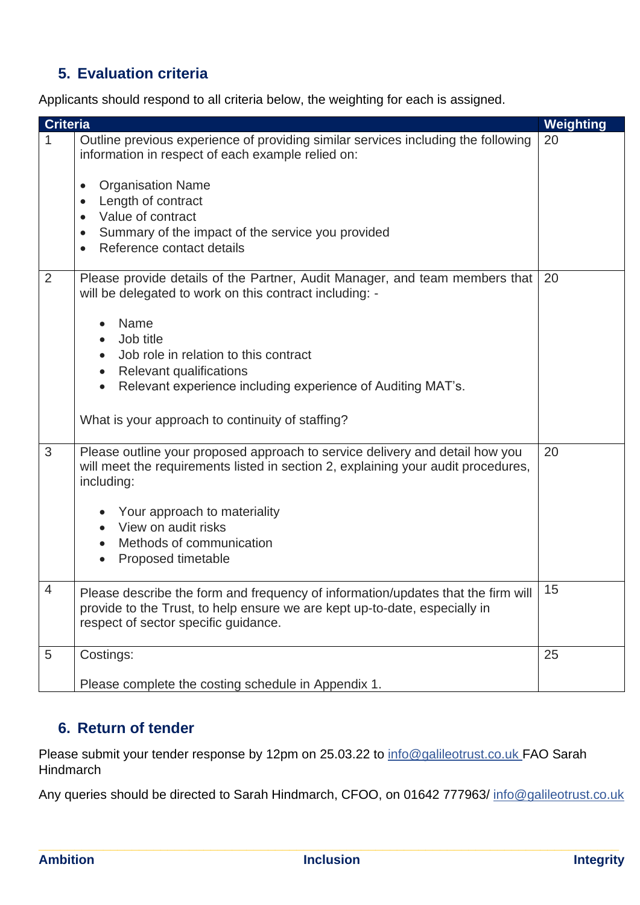## 5. Evaluation criteria

Applicants should respond to all criteria below, the weighting for each is assigned.

| Criteria | | Weighting |
|---|---|---|
| 1 | Outline previous experience of providing similar services including the following information in respect of each example relied on:<br><br>• Organisation Name<br>• Length of contract<br>• Value of contract<br>• Summary of the impact of the service you provided<br>• Reference contact details | 20 |
| 2 | Please provide details of the Partner, Audit Manager, and team members that will be delegated to work on this contract including: -<br><br>• Name<br>• Job title<br>• Job role in relation to this contract<br>• Relevant qualifications<br>• Relevant experience including experience of Auditing MAT's.<br><br>What is your approach to continuity of staffing? | 20 |
| 3 | Please outline your proposed approach to service delivery and detail how you will meet the requirements listed in section 2, explaining your audit procedures, including:<br><br>• Your approach to materiality<br>• View on audit risks<br>• Methods of communication<br>• Proposed timetable | 20 |
| 4 | Please describe the form and frequency of information/updates that the firm will provide to the Trust, to help ensure we are kept up-to-date, especially in respect of sector specific guidance. | 15 |
| 5 | Costings:<br><br>Please complete the costing schedule in Appendix 1. | 25 |

## 6. Return of tender

Please submit your tender response by 12pm on 25.03.22 to info@galileotrust.co.uk FAO Sarah Hindmarch

Any queries should be directed to Sarah Hindmarch, CFOO, on 01642 777963/ info@galileotrust.co.uk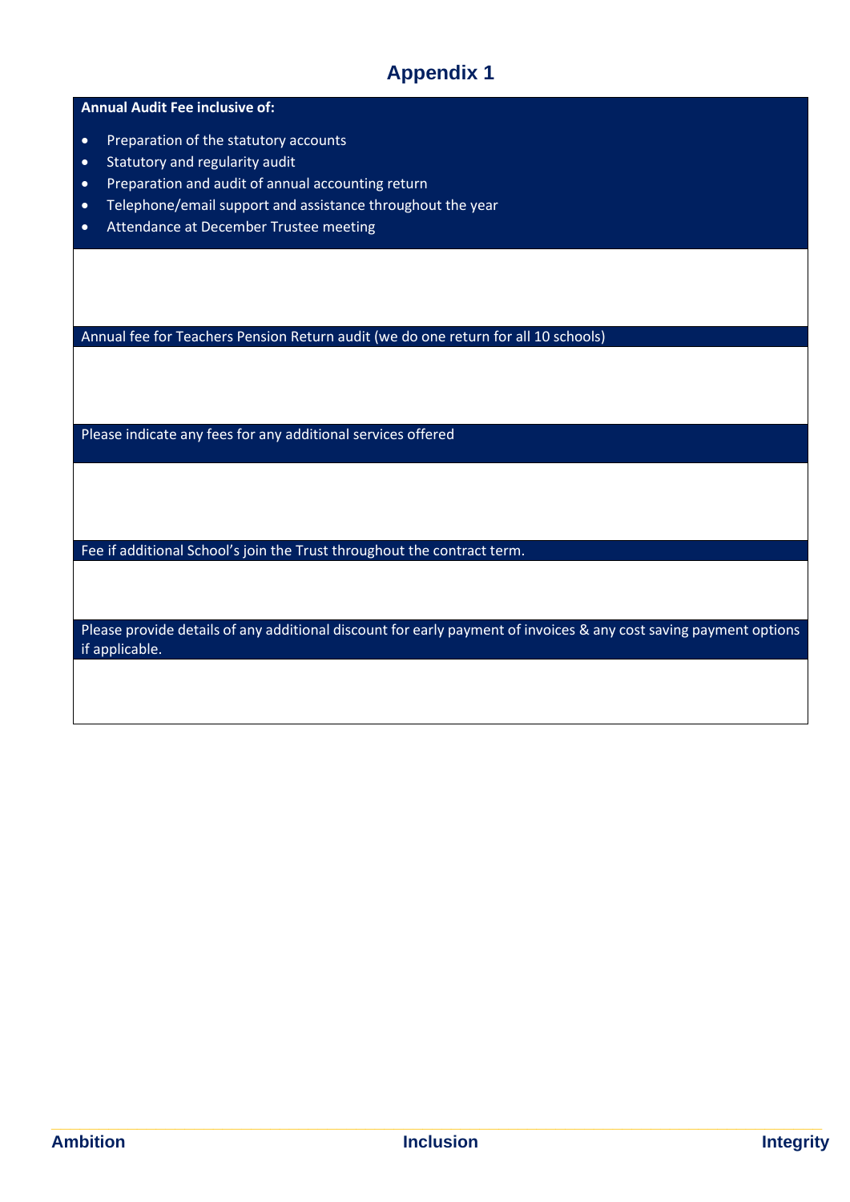# Appendix 1

| |
|---|
| **Annual Audit Fee inclusive of:**<br><br>- Preparation of the statutory accounts<br>- Statutory and regularity audit<br>- Preparation and audit of annual accounting return<br>- Telephone/email support and assistance throughout the year<br>- Attendance at December Trustee meeting |
| |
| Annual fee for Teachers Pension Return audit (we do one return for all 10 schools) |
| |
| Please indicate any fees for any additional services offered |
| |
| Fee if additional School's join the Trust throughout the contract term. |
| |
| Please provide details of any additional discount for early payment of invoices & any cost saving payment options if applicable. |
| |

Ambition Inclusion Integrity